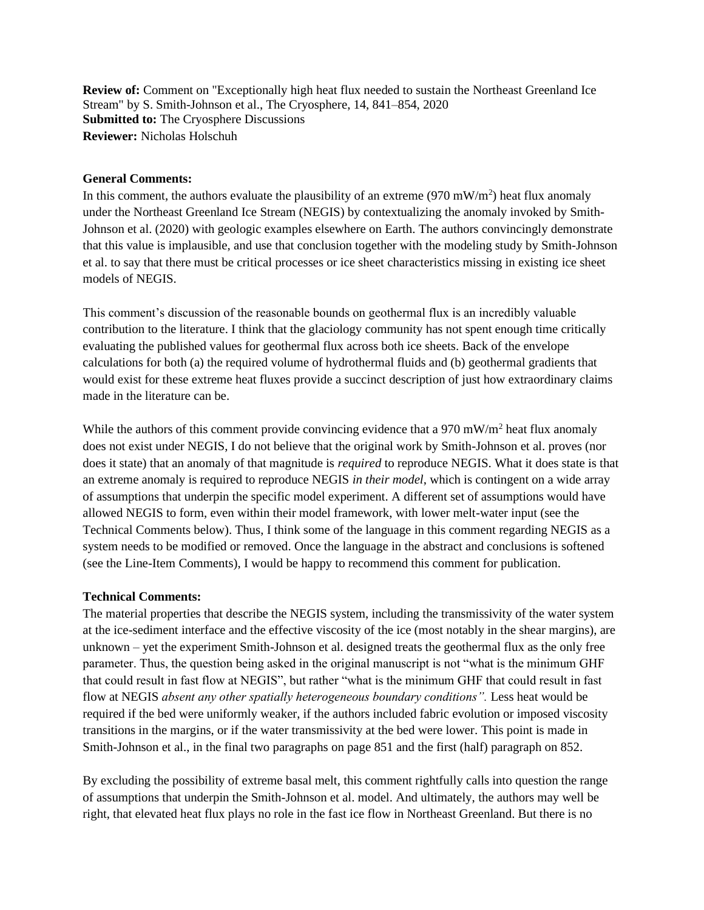**Review of:** Comment on "Exceptionally high heat flux needed to sustain the Northeast Greenland Ice Stream" by S. Smith-Johnson et al., The Cryosphere, 14, 841–854, 2020
**Submitted to:** The Cryosphere Discussions
**Reviewer:** Nicholas Holschuh

**General Comments:**

In this comment, the authors evaluate the plausibility of an extreme (970 mW/m$^2$) heat flux anomaly under the Northeast Greenland Ice Stream (NEGIS) by contextualizing the anomaly invoked by Smith-Johnson et al. (2020) with geologic examples elsewhere on Earth. The authors convincingly demonstrate that this value is implausible, and use that conclusion together with the modeling study by Smith-Johnson et al. to say that there must be critical processes or ice sheet characteristics missing in existing ice sheet models of NEGIS.

This comment's discussion of the reasonable bounds on geothermal flux is an incredibly valuable contribution to the literature. I think that the glaciology community has not spent enough time critically evaluating the published values for geothermal flux across both ice sheets. Back of the envelope calculations for both (a) the required volume of hydrothermal fluids and (b) geothermal gradients that would exist for these extreme heat fluxes provide a succinct description of just how extraordinary claims made in the literature can be.

While the authors of this comment provide convincing evidence that a 970 mW/m$^2$ heat flux anomaly does not exist under NEGIS, I do not believe that the original work by Smith-Johnson et al. proves (nor does it state) that an anomaly of that magnitude is *required* to reproduce NEGIS. What it does state is that an extreme anomaly is required to reproduce NEGIS *in their model*, which is contingent on a wide array of assumptions that underpin the specific model experiment. A different set of assumptions would have allowed NEGIS to form, even within their model framework, with lower melt-water input (see the Technical Comments below). Thus, I think some of the language in this comment regarding NEGIS as a system needs to be modified or removed. Once the language in the abstract and conclusions is softened (see the Line-Item Comments), I would be happy to recommend this comment for publication.

**Technical Comments:**

The material properties that describe the NEGIS system, including the transmissivity of the water system at the ice-sediment interface and the effective viscosity of the ice (most notably in the shear margins), are unknown – yet the experiment Smith-Johnson et al. designed treats the geothermal flux as the only free parameter. Thus, the question being asked in the original manuscript is not "what is the minimum GHF that could result in fast flow at NEGIS", but rather "what is the minimum GHF that could result in fast flow at NEGIS *absent any other spatially heterogeneous boundary conditions".* Less heat would be required if the bed were uniformly weaker, if the authors included fabric evolution or imposed viscosity transitions in the margins, or if the water transmissivity at the bed were lower. This point is made in Smith-Johnson et al., in the final two paragraphs on page 851 and the first (half) paragraph on 852.

By excluding the possibility of extreme basal melt, this comment rightfully calls into question the range of assumptions that underpin the Smith-Johnson et al. model. And ultimately, the authors may well be right, that elevated heat flux plays no role in the fast ice flow in Northeast Greenland. But there is no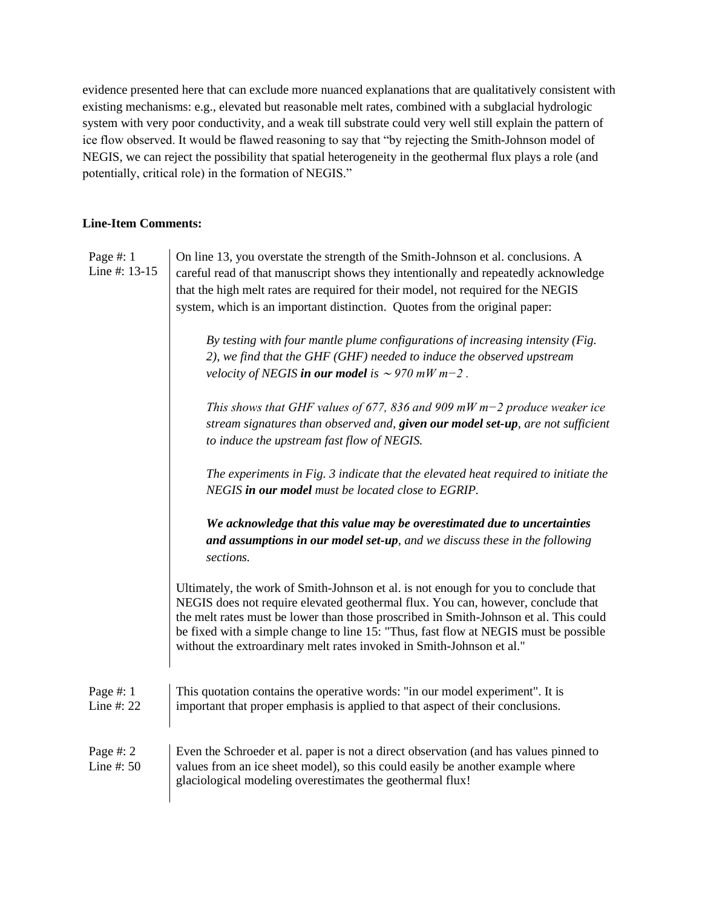evidence presented here that can exclude more nuanced explanations that are qualitatively consistent with existing mechanisms: e.g., elevated but reasonable melt rates, combined with a subglacial hydrologic system with very poor conductivity, and a weak till substrate could very well still explain the pattern of ice flow observed. It would be flawed reasoning to say that "by rejecting the Smith-Johnson model of NEGIS, we can reject the possibility that spatial heterogeneity in the geothermal flux plays a role (and potentially, critical role) in the formation of NEGIS."

**Line-Item Comments:**

| | |
|---|---|
| Page #: 1<br>Line #: 13-15 | On line 13, you overstate the strength of the Smith-Johnson et al. conclusions. A careful read of that manuscript shows they intentionally and repeatedly acknowledge that the high melt rates are required for their model, not required for the NEGIS system, which is an important distinction. Quotes from the original paper:<br><br>*By testing with four mantle plume configurations of increasing intensity (Fig. 2), we find that the GHF (GHF) needed to induce the observed upstream velocity of NEGIS **in our model** is ∼ 970 mW m−2 .*<br><br>*This shows that GHF values of 677, 836 and 909 mW m−2 produce weaker ice stream signatures than observed and, **given our model set-up**, are not sufficient to induce the upstream fast flow of NEGIS.*<br><br>*The experiments in Fig. 3 indicate that the elevated heat required to initiate the NEGIS **in our model** must be located close to EGRIP.*<br><br>***We acknowledge that this value may be overestimated due to uncertainties and assumptions in our model set-up**, and we discuss these in the following sections.*<br><br>Ultimately, the work of Smith-Johnson et al. is not enough for you to conclude that NEGIS does not require elevated geothermal flux. You can, however, conclude that the melt rates must be lower than those proscribed in Smith-Johnson et al. This could be fixed with a simple change to line 15: "Thus, fast flow at NEGIS must be possible without the extraordinary melt rates invoked in Smith-Johnson et al." |
| Page #: 1<br>Line #: 22 | This quotation contains the operative words: "in our model experiment". It is important that proper emphasis is applied to that aspect of their conclusions. |
| Page #: 2<br>Line #: 50 | Even the Schroeder et al. paper is not a direct observation (and has values pinned to values from an ice sheet model), so this could easily be another example where glaciological modeling overestimates the geothermal flux! |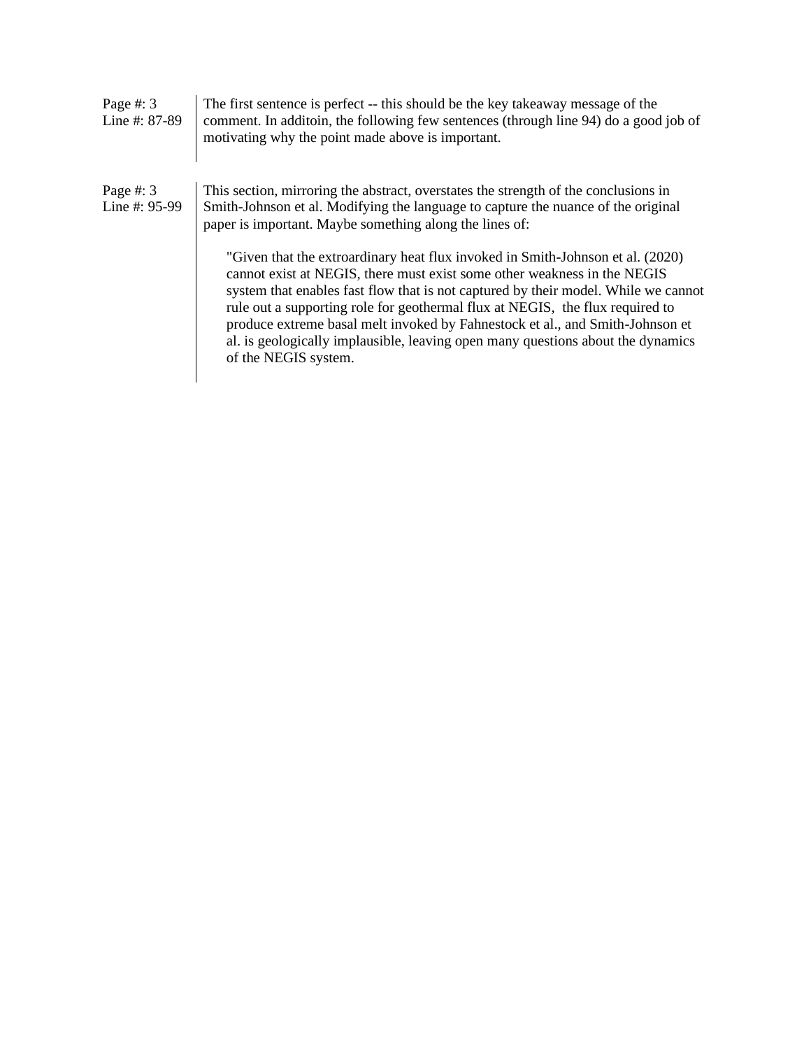| | |
| --- | --- |
| Page #: 3<br>Line #: 87-89 | The first sentence is perfect -- this should be the key takeaway message of the comment. In additoin, the following few sentences (through line 94) do a good job of motivating why the point made above is important. |
| Page #: 3<br>Line #: 95-99 | This section, mirroring the abstract, overstates the strength of the conclusions in Smith-Johnson et al. Modifying the language to capture the nuance of the original paper is important. Maybe something along the lines of:<br><br>"Given that the extraordinary heat flux invoked in Smith-Johnson et al. (2020) cannot exist at NEGIS, there must exist some other weakness in the NEGIS system that enables fast flow that is not captured by their model. While we cannot rule out a supporting role for geothermal flux at NEGIS, the flux required to produce extreme basal melt invoked by Fahnestock et al., and Smith-Johnson et al. is geologically implausible, leaving open many questions about the dynamics of the NEGIS system. |